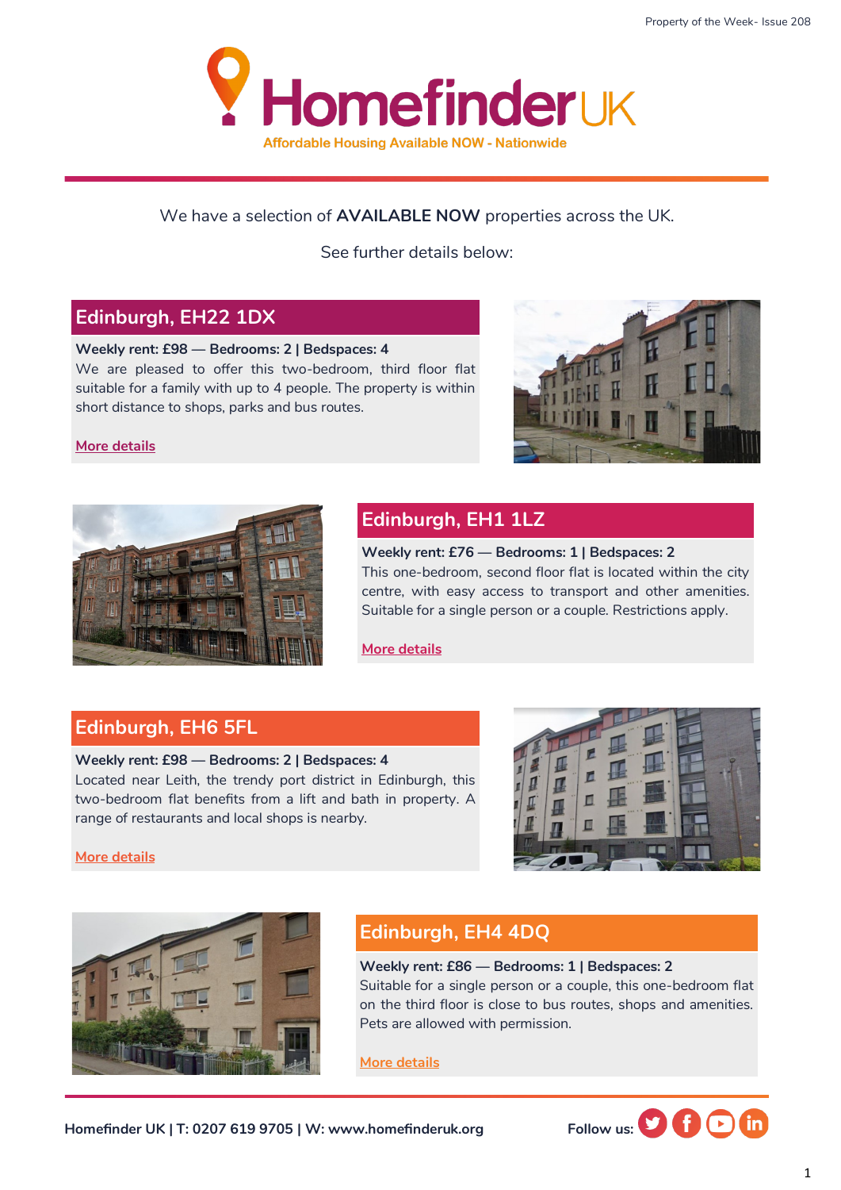# HomefinderUK

Affordable Housing Available NOW - Nationwide

We have a selection of **AVAILABLE NOW** properties across the UK.

See further details below:

## Edinburgh, EH22 1DX

**Weekly rent: £98 — Bedrooms: 2 | Bedspaces: 4**

We are pleased to offer this two-bedroom, third floor flat suitable for a family with up to 4 people. The property is within short distance to shops, parks and bus routes.

More details

## Edinburgh, EH1 1LZ

**Weekly rent: £76 — Bedrooms: 1 | Bedspaces: 2**

This one-bedroom, second floor flat is located within the city centre, with easy access to transport and other amenities. Suitable for a single person or a couple. Restrictions apply.

More details

## Edinburgh, EH6 5FL

**Weekly rent: £98 — Bedrooms: 2 | Bedspaces: 4**

Located near Leith, the trendy port district in Edinburgh, this two-bedroom flat benefits from a lift and bath in property. A range of restaurants and local shops is nearby.

More details

## Edinburgh, EH4 4DQ

**Weekly rent: £86 — Bedrooms: 1 | Bedspaces: 2**

Suitable for a single person or a couple, this one-bedroom flat on the third floor is close to bus routes, shops and amenities. Pets are allowed with permission.

More details

**Homefinder UK | T: 0207 619 9705 | W: www.homefinderuk.org**

**Follow us:**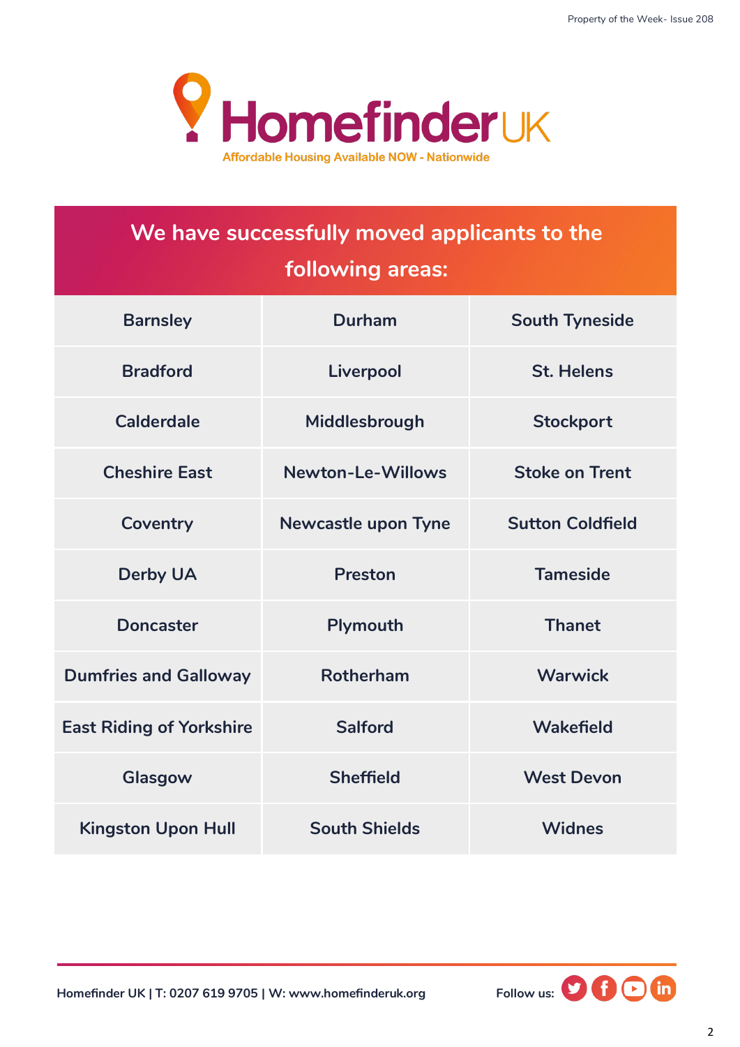# Homefinder UK

Affordable Housing Available NOW - Nationwide

## We have successfully moved applicants to the following areas:

| | | |
|---|---|---|
| Barnsley | Durham | South Tyneside |
| Bradford | Liverpool | St. Helens |
| Calderdale | Middlesbrough | Stockport |
| Cheshire East | Newton-Le-Willows | Stoke on Trent |
| Coventry | Newcastle upon Tyne | Sutton Coldfield |
| Derby UA | Preston | Tameside |
| Doncaster | Plymouth | Thanet |
| Dumfries and Galloway | Rotherham | Warwick |
| East Riding of Yorkshire | Salford | Wakefield |
| Glasgow | Sheffield | West Devon |
| Kingston Upon Hull | South Shields | Widnes |

**Homefinder UK | T: 0207 619 9705 | W: www.homefinderuk.org**

**Follow us:**